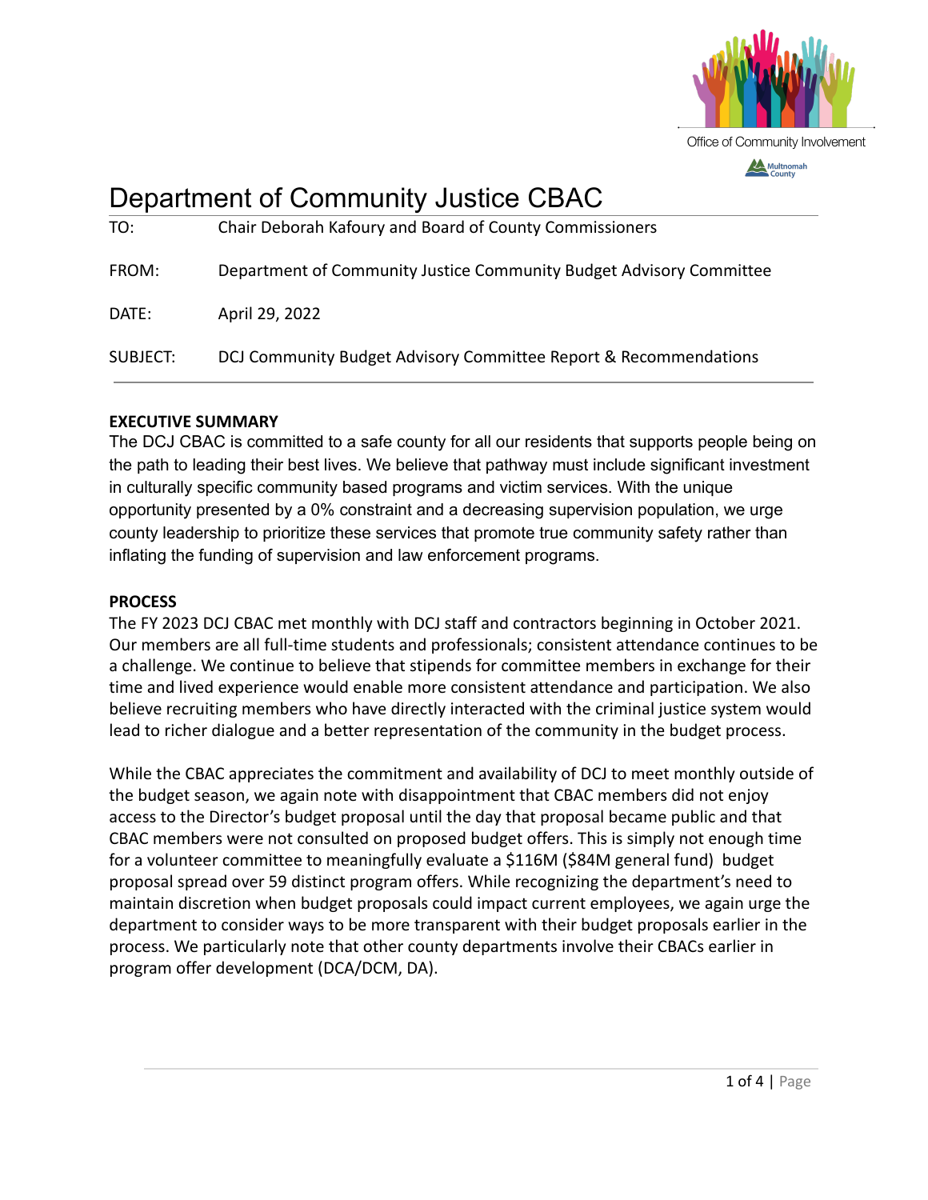Office of Community Involvement

Multnomah County

# Department of Community Justice CBAC

TO: Chair Deborah Kafoury and Board of County Commissioners

FROM: Department of Community Justice Community Budget Advisory Committee

DATE: April 29, 2022

SUBJECT: DCJ Community Budget Advisory Committee Report & Recommendations

---

**EXECUTIVE SUMMARY**

The DCJ CBAC is committed to a safe county for all our residents that supports people being on the path to leading their best lives. We believe that pathway must include significant investment in culturally specific community based programs and victim services. With the unique opportunity presented by a 0% constraint and a decreasing supervision population, we urge county leadership to prioritize these services that promote true community safety rather than inflating the funding of supervision and law enforcement programs.

**PROCESS**

The FY 2023 DCJ CBAC met monthly with DCJ staff and contractors beginning in October 2021. Our members are all full-time students and professionals; consistent attendance continues to be a challenge. We continue to believe that stipends for committee members in exchange for their time and lived experience would enable more consistent attendance and participation. We also believe recruiting members who have directly interacted with the criminal justice system would lead to richer dialogue and a better representation of the community in the budget process.

While the CBAC appreciates the commitment and availability of DCJ to meet monthly outside of the budget season, we again note with disappointment that CBAC members did not enjoy access to the Director's budget proposal until the day that proposal became public and that CBAC members were not consulted on proposed budget offers. This is simply not enough time for a volunteer committee to meaningfully evaluate a $116M ($84M general fund) budget proposal spread over 59 distinct program offers. While recognizing the department's need to maintain discretion when budget proposals could impact current employees, we again urge the department to consider ways to be more transparent with their budget proposals earlier in the process. We particularly note that other county departments involve their CBACs earlier in program offer development (DCA/DCM, DA).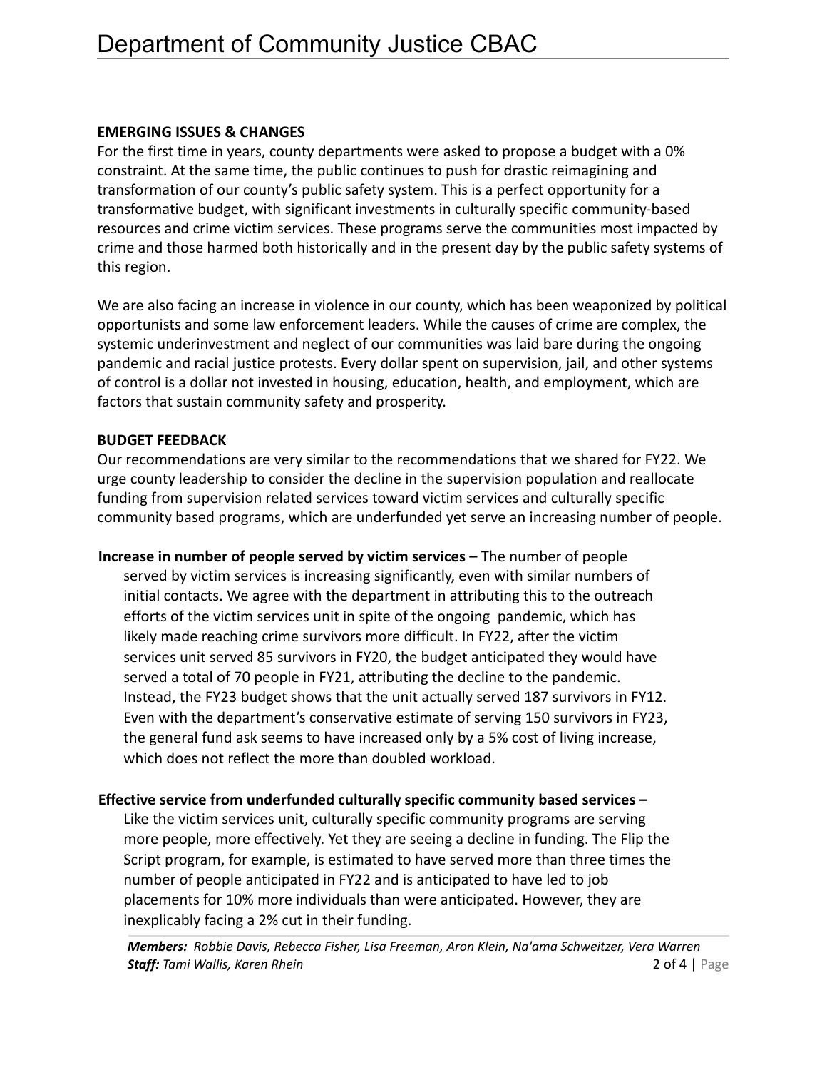**EMERGING ISSUES & CHANGES**

For the first time in years, county departments were asked to propose a budget with a 0% constraint. At the same time, the public continues to push for drastic reimagining and transformation of our county's public safety system. This is a perfect opportunity for a transformative budget, with significant investments in culturally specific community-based resources and crime victim services. These programs serve the communities most impacted by crime and those harmed both historically and in the present day by the public safety systems of this region.

We are also facing an increase in violence in our county, which has been weaponized by political opportunists and some law enforcement leaders. While the causes of crime are complex, the systemic underinvestment and neglect of our communities was laid bare during the ongoing pandemic and racial justice protests. Every dollar spent on supervision, jail, and other systems of control is a dollar not invested in housing, education, health, and employment, which are factors that sustain community safety and prosperity.

**BUDGET FEEDBACK**

Our recommendations are very similar to the recommendations that we shared for FY22. We urge county leadership to consider the decline in the supervision population and reallocate funding from supervision related services toward victim services and culturally specific community based programs, which are underfunded yet serve an increasing number of people.

**Increase in number of people served by victim services** – The number of people served by victim services is increasing significantly, even with similar numbers of initial contacts. We agree with the department in attributing this to the outreach efforts of the victim services unit in spite of the ongoing pandemic, which has likely made reaching crime survivors more difficult. In FY22, after the victim services unit served 85 survivors in FY20, the budget anticipated they would have served a total of 70 people in FY21, attributing the decline to the pandemic. Instead, the FY23 budget shows that the unit actually served 187 survivors in FY12. Even with the department's conservative estimate of serving 150 survivors in FY23, the general fund ask seems to have increased only by a 5% cost of living increase, which does not reflect the more than doubled workload.

**Effective service from underfunded culturally specific community based services –** Like the victim services unit, culturally specific community programs are serving more people, more effectively. Yet they are seeing a decline in funding. The Flip the Script program, for example, is estimated to have served more than three times the number of people anticipated in FY22 and is anticipated to have led to job placements for 10% more individuals than were anticipated. However, they are inexplicably facing a 2% cut in their funding.

***Members:*** *Robbie Davis, Rebecca Fisher, Lisa Freeman, Aron Klein, Na'ama Schweitzer, Vera Warren*
***Staff:*** *Tami Wallis, Karen Rhein*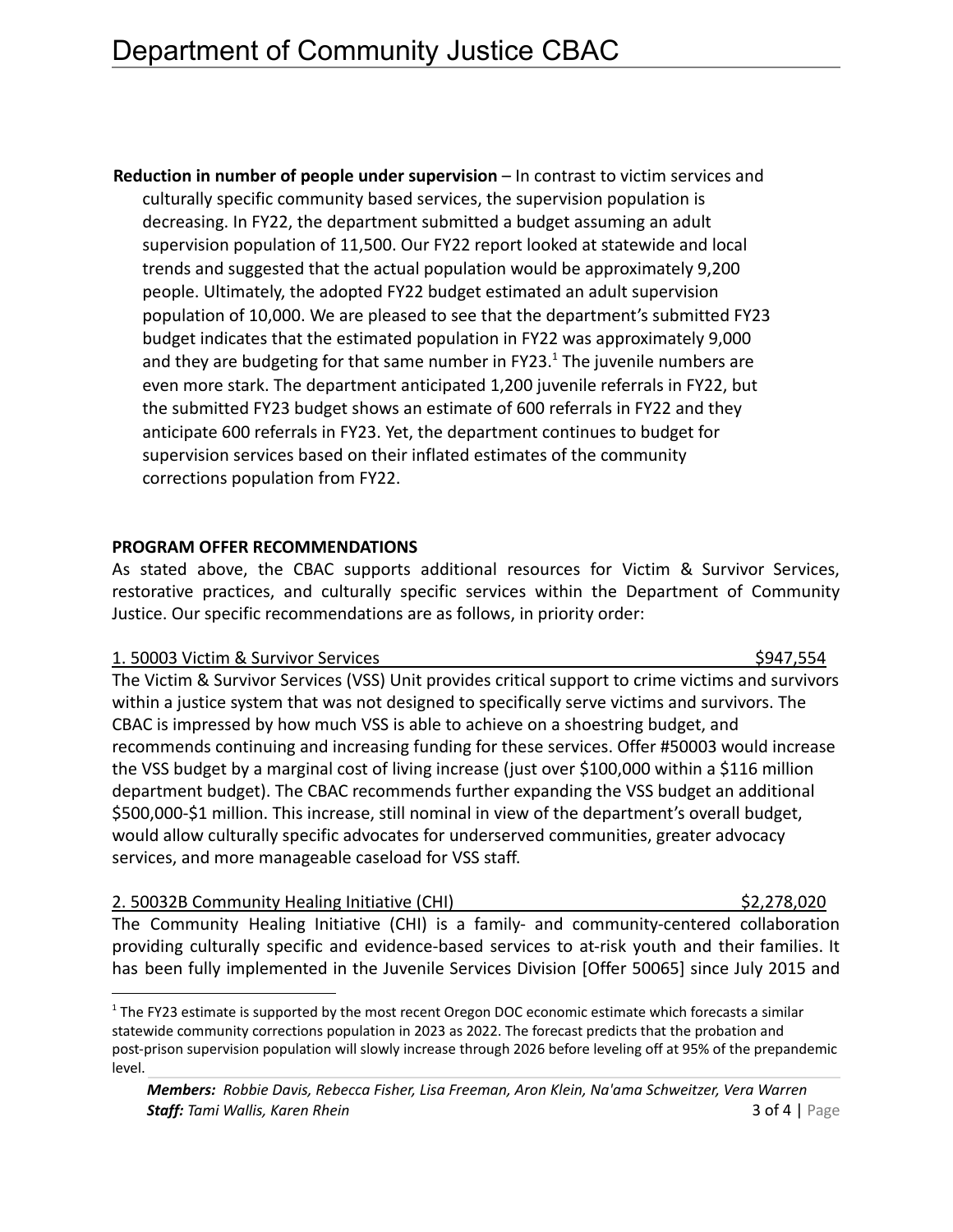**Reduction in number of people under supervision** – In contrast to victim services and culturally specific community based services, the supervision population is decreasing. In FY22, the department submitted a budget assuming an adult supervision population of 11,500. Our FY22 report looked at statewide and local trends and suggested that the actual population would be approximately 9,200 people. Ultimately, the adopted FY22 budget estimated an adult supervision population of 10,000. We are pleased to see that the department's submitted FY23 budget indicates that the estimated population in FY22 was approximately 9,000 and they are budgeting for that same number in FY23.[1] The juvenile numbers are even more stark. The department anticipated 1,200 juvenile referrals in FY22, but the submitted FY23 budget shows an estimate of 600 referrals in FY22 and they anticipate 600 referrals in FY23. Yet, the department continues to budget for supervision services based on their inflated estimates of the community corrections population from FY22.

**PROGRAM OFFER RECOMMENDATIONS**

As stated above, the CBAC supports additional resources for Victim & Survivor Services, restorative practices, and culturally specific services within the Department of Community Justice. Our specific recommendations are as follows, in priority order:

1. 50003 Victim & Survivor Services — $947,554

The Victim & Survivor Services (VSS) Unit provides critical support to crime victims and survivors within a justice system that was not designed to specifically serve victims and survivors. The CBAC is impressed by how much VSS is able to achieve on a shoestring budget, and recommends continuing and increasing funding for these services. Offer #50003 would increase the VSS budget by a marginal cost of living increase (just over $100,000 within a $116 million department budget). The CBAC recommends further expanding the VSS budget an additional $500,000-$1 million. This increase, still nominal in view of the department's overall budget, would allow culturally specific advocates for underserved communities, greater advocacy services, and more manageable caseload for VSS staff.

2. 50032B Community Healing Initiative (CHI) — $2,278,020

The Community Healing Initiative (CHI) is a family- and community-centered collaboration providing culturally specific and evidence-based services to at-risk youth and their families. It has been fully implemented in the Juvenile Services Division [Offer 50065] since July 2015 and

---

[1] The FY23 estimate is supported by the most recent Oregon DOC economic estimate which forecasts a similar statewide community corrections population in 2023 as 2022. The forecast predicts that the probation and post-prison supervision population will slowly increase through 2026 before leveling off at 95% of the prepandemic level.

***Members:*** *Robbie Davis, Rebecca Fisher, Lisa Freeman, Aron Klein, Na'ama Schweitzer, Vera Warren*
***Staff:*** *Tami Wallis, Karen Rhein*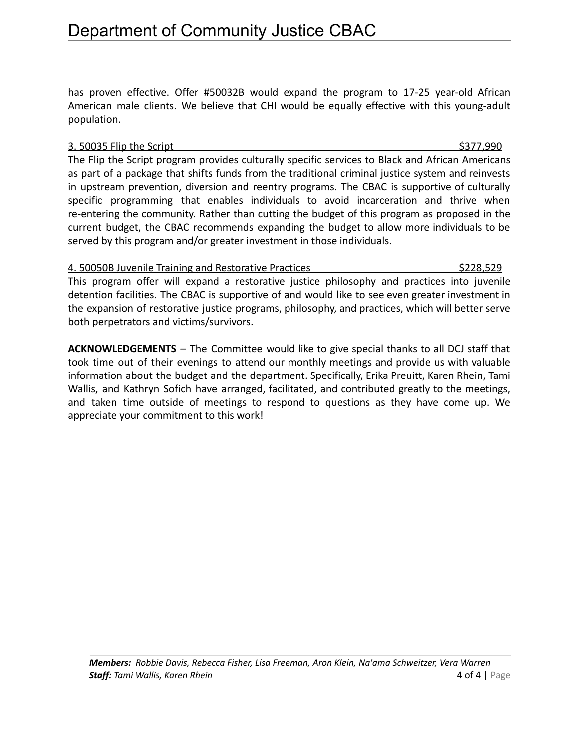has proven effective. Offer #50032B would expand the program to 17-25 year-old African American male clients. We believe that CHI would be equally effective with this young-adult population.

3. 50035 Flip the Script $377,990

The Flip the Script program provides culturally specific services to Black and African Americans as part of a package that shifts funds from the traditional criminal justice system and reinvests in upstream prevention, diversion and reentry programs. The CBAC is supportive of culturally specific programming that enables individuals to avoid incarceration and thrive when re-entering the community. Rather than cutting the budget of this program as proposed in the current budget, the CBAC recommends expanding the budget to allow more individuals to be served by this program and/or greater investment in those individuals.

4. 50050B Juvenile Training and Restorative Practices $228,529

This program offer will expand a restorative justice philosophy and practices into juvenile detention facilities. The CBAC is supportive of and would like to see even greater investment in the expansion of restorative justice programs, philosophy, and practices, which will better serve both perpetrators and victims/survivors.

**ACKNOWLEDGEMENTS** – The Committee would like to give special thanks to all DCJ staff that took time out of their evenings to attend our monthly meetings and provide us with valuable information about the budget and the department. Specifically, Erika Preuitt, Karen Rhein, Tami Wallis, and Kathryn Sofich have arranged, facilitated, and contributed greatly to the meetings, and taken time outside of meetings to respond to questions as they have come up. We appreciate your commitment to this work!

***Members:*** *Robbie Davis, Rebecca Fisher, Lisa Freeman, Aron Klein, Na'ama Schweitzer, Vera Warren*
***Staff:*** *Tami Wallis, Karen Rhein*